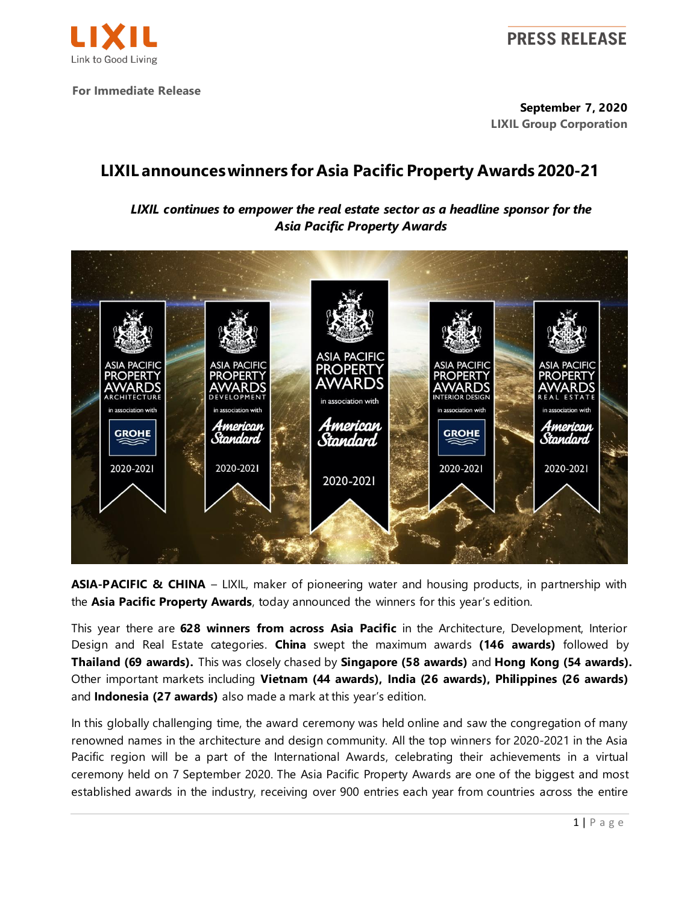**PRESS RELEASE**

**For Immediate Release**

**September 7, 2020**
**LIXIL Group Corporation**

# LIXIL announces winners for Asia Pacific Property Awards 2020-21

***LIXIL continues to empower the real estate sector as a headline sponsor for the Asia Pacific Property Awards***

**ASIA-PACIFIC & CHINA** – LIXIL, maker of pioneering water and housing products, in partnership with the **Asia Pacific Property Awards**, today announced the winners for this year's edition.

This year there are **628 winners from across Asia Pacific** in the Architecture, Development, Interior Design and Real Estate categories. **China** swept the maximum awards **(146 awards)** followed by **Thailand (69 awards).** This was closely chased by **Singapore (58 awards)** and **Hong Kong (54 awards).** Other important markets including **Vietnam (44 awards), India (26 awards), Philippines (26 awards)** and **Indonesia (27 awards)** also made a mark at this year's edition.

In this globally challenging time, the award ceremony was held online and saw the congregation of many renowned names in the architecture and design community. All the top winners for 2020-2021 in the Asia Pacific region will be a part of the International Awards, celebrating their achievements in a virtual ceremony held on 7 September 2020. The Asia Pacific Property Awards are one of the biggest and most established awards in the industry, receiving over 900 entries each year from countries across the entire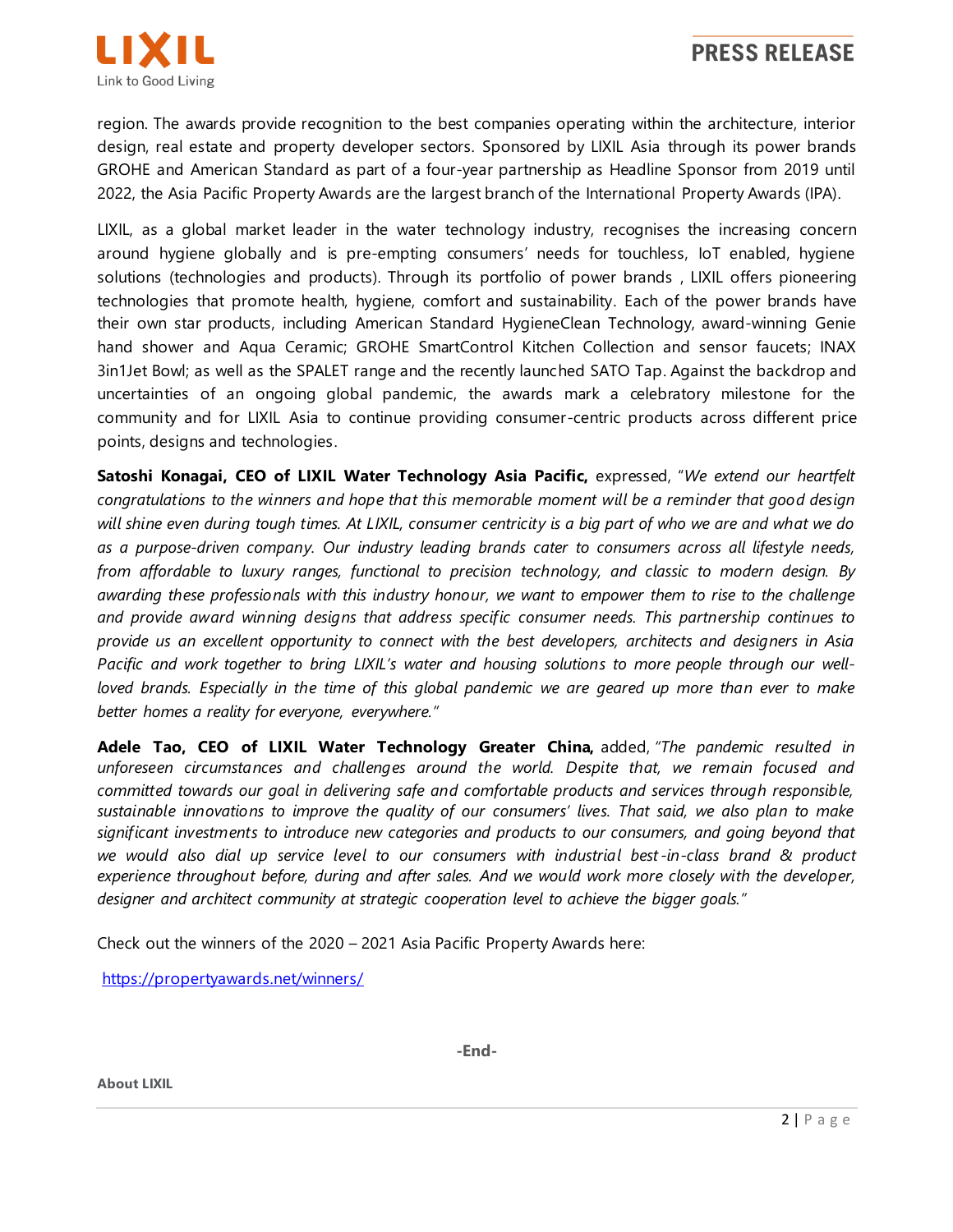region. The awards provide recognition to the best companies operating within the architecture, interior design, real estate and property developer sectors. Sponsored by LIXIL Asia through its power brands GROHE and American Standard as part of a four-year partnership as Headline Sponsor from 2019 until 2022, the Asia Pacific Property Awards are the largest branch of the International Property Awards (IPA).

LIXIL, as a global market leader in the water technology industry, recognises the increasing concern around hygiene globally and is pre-empting consumers' needs for touchless, IoT enabled, hygiene solutions (technologies and products). Through its portfolio of power brands , LIXIL offers pioneering technologies that promote health, hygiene, comfort and sustainability. Each of the power brands have their own star products, including American Standard HygieneClean Technology, award-winning Genie hand shower and Aqua Ceramic; GROHE SmartControl Kitchen Collection and sensor faucets; INAX 3in1Jet Bowl; as well as the SPALET range and the recently launched SATO Tap. Against the backdrop and uncertainties of an ongoing global pandemic, the awards mark a celebratory milestone for the community and for LIXIL Asia to continue providing consumer-centric products across different price points, designs and technologies.

**Satoshi Konagai, CEO of LIXIL Water Technology Asia Pacific,** expressed, "*We extend our heartfelt congratulations to the winners and hope that this memorable moment will be a reminder that good design will shine even during tough times. At LIXIL, consumer centricity is a big part of who we are and what we do as a purpose-driven company. Our industry leading brands cater to consumers across all lifestyle needs, from affordable to luxury ranges, functional to precision technology, and classic to modern design. By awarding these professionals with this industry honour, we want to empower them to rise to the challenge and provide award winning designs that address specific consumer needs. This partnership continues to provide us an excellent opportunity to connect with the best developers, architects and designers in Asia Pacific and work together to bring LIXIL's water and housing solutions to more people through our well-loved brands. Especially in the time of this global pandemic we are geared up more than ever to make better homes a reality for everyone, everywhere.*"

**Adele Tao, CEO of LIXIL Water Technology Greater China,** added, "*The pandemic resulted in unforeseen circumstances and challenges around the world. Despite that, we remain focused and committed towards our goal in delivering safe and comfortable products and services through responsible, sustainable innovations to improve the quality of our consumers' lives. That said, we also plan to make significant investments to introduce new categories and products to our consumers, and going beyond that we would also dial up service level to our consumers with industrial best-in-class brand & product experience throughout before, during and after sales. And we would work more closely with the developer, designer and architect community at strategic cooperation level to achieve the bigger goals.*"

Check out the winners of the 2020 – 2021 Asia Pacific Property Awards here:

https://propertyawards.net/winners/

**-End-**

**About LIXIL**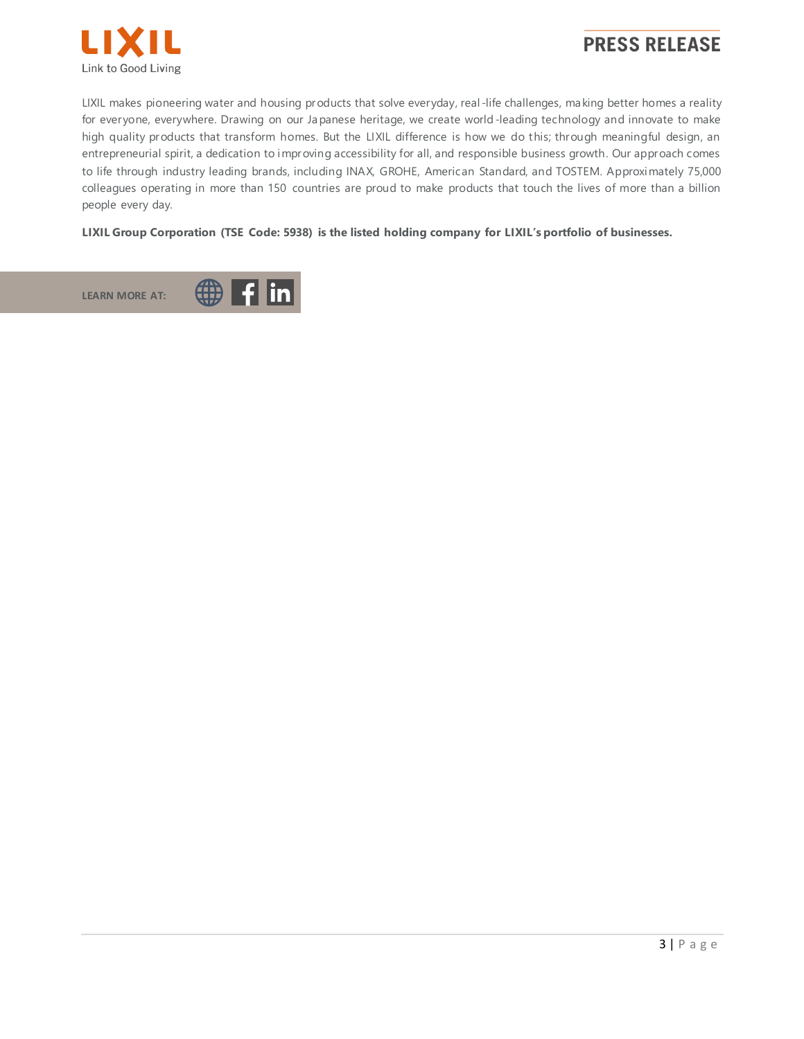LIXIL makes pioneering water and housing products that solve everyday, real-life challenges, making better homes a reality for everyone, everywhere. Drawing on our Japanese heritage, we create world-leading technology and innovate to make high quality products that transform homes. But the LIXIL difference is how we do this; through meaningful design, an entrepreneurial spirit, a dedication to improving accessibility for all, and responsible business growth. Our approach comes to life through industry leading brands, including INAX, GROHE, American Standard, and TOSTEM. Approximately 75,000 colleagues operating in more than 150 countries are proud to make products that touch the lives of more than a billion people every day.

**LIXIL Group Corporation (TSE Code: 5938) is the listed holding company for LIXIL's portfolio of businesses.**

LEARN MORE AT: